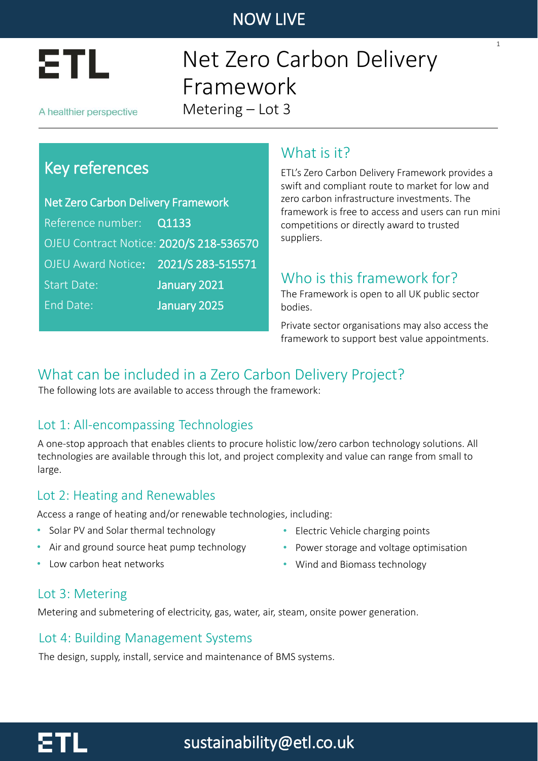NOW LIVE

ETL

A healthier perspective

# Net Zero Carbon Delivery Framework

Metering – Lot 3

## Key references

| Net Zero Carbon Delivery Framework | |
|---|---|
| Reference number: | Q1133 |
| OJEU Contract Notice: | 2020/S 218-536570 |
| OJEU Award Notice: | 2021/S 283-515571 |
| Start Date: | January 2021 |
| End Date: | January 2025 |

## What is it?

ETL's Zero Carbon Delivery Framework provides a swift and compliant route to market for low and zero carbon infrastructure investments. The framework is free to access and users can run mini competitions or directly award to trusted suppliers.

## Who is this framework for?

The Framework is open to all UK public sector bodies.

Private sector organisations may also access the framework to support best value appointments.

## What can be included in a Zero Carbon Delivery Project?

The following lots are available to access through the framework:

### Lot 1: All-encompassing Technologies

A one-stop approach that enables clients to procure holistic low/zero carbon technology solutions. All technologies are available through this lot, and project complexity and value can range from small to large.

### Lot 2: Heating and Renewables

Access a range of heating and/or renewable technologies, including:

- Solar PV and Solar thermal technology
- Air and ground source heat pump technology
- Low carbon heat networks
- Electric Vehicle charging points
- Power storage and voltage optimisation
- Wind and Biomass technology

### Lot 3: Metering

Metering and submetering of electricity, gas, water, air, steam, onsite power generation.

### Lot 4: Building Management Systems

The design, supply, install, service and maintenance of BMS systems.

ETL sustainability@etl.co.uk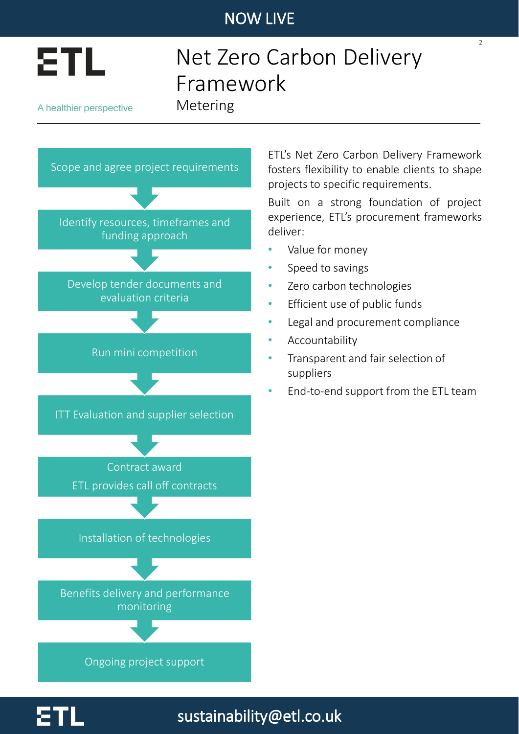NOW LIVE

**ETL**

A healthier perspective

# Net Zero Carbon Delivery Framework

## Metering

1. Scope and agree project requirements
2. Identify resources, timeframes and funding approach
3. Develop tender documents and evaluation criteria
4. Run mini competition
5. ITT Evaluation and supplier selection
6. Contract award
   ETL provides call off contracts
7. Installation of technologies
8. Benefits delivery and performance monitoring
9. Ongoing project support

ETL's Net Zero Carbon Delivery Framework fosters flexibility to enable clients to shape projects to specific requirements.

Built on a strong foundation of project experience, ETL's procurement frameworks deliver:

- Value for money
- Speed to savings
- Zero carbon technologies
- Efficient use of public funds
- Legal and procurement compliance
- Accountability
- Transparent and fair selection of suppliers
- End-to-end support from the ETL team

**ETL** sustainability@etl.co.uk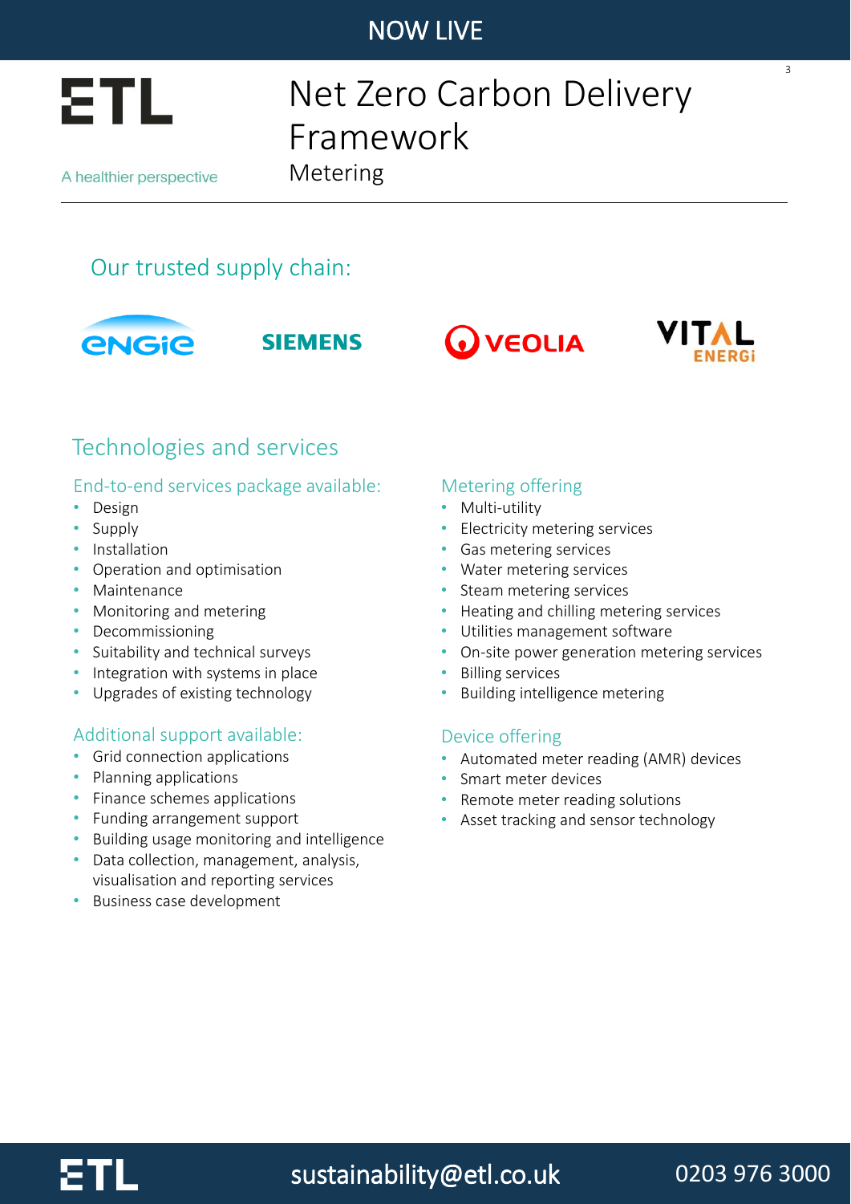NOW LIVE

ETL

A healthier perspective

# Net Zero Carbon Delivery Framework

Metering

## Our trusted supply chain:

ENGIE · SIEMENS · VEOLIA · VITAL ENERGi

## Technologies and services

### End-to-end services package available:

- Design
- Supply
- Installation
- Operation and optimisation
- Maintenance
- Monitoring and metering
- Decommissioning
- Suitability and technical surveys
- Integration with systems in place
- Upgrades of existing technology

### Additional support available:

- Grid connection applications
- Planning applications
- Finance schemes applications
- Funding arrangement support
- Building usage monitoring and intelligence
- Data collection, management, analysis, visualisation and reporting services
- Business case development

### Metering offering

- Multi-utility
- Electricity metering services
- Gas metering services
- Water metering services
- Steam metering services
- Heating and chilling metering services
- Utilities management software
- On-site power generation metering services
- Billing services
- Building intelligence metering

### Device offering

- Automated meter reading (AMR) devices
- Smart meter devices
- Remote meter reading solutions
- Asset tracking and sensor technology

ETL sustainability@etl.co.uk 0203 976 3000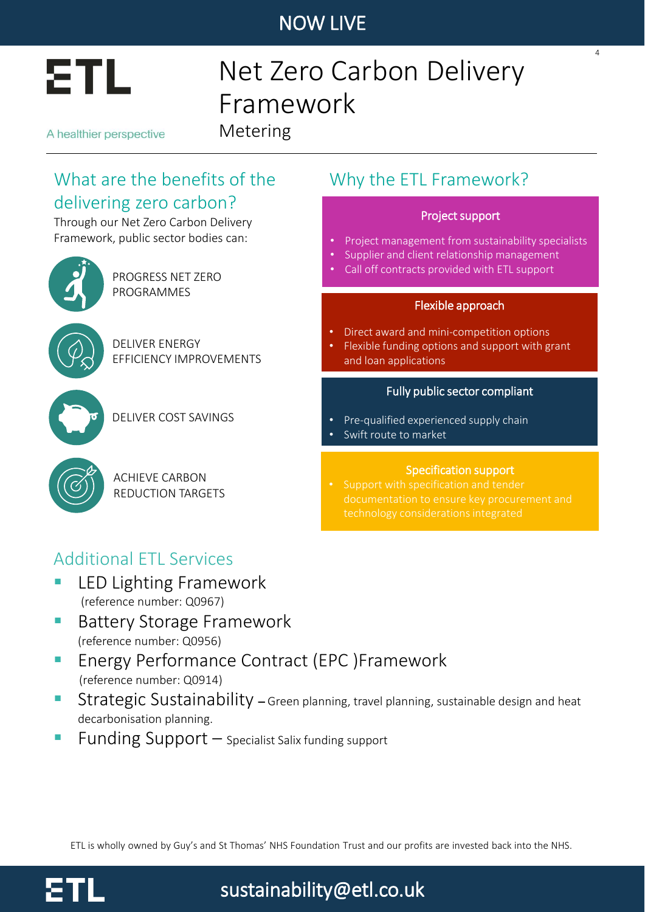NOW LIVE

ETL

A healthier perspective

# Net Zero Carbon Delivery Framework

Metering

## What are the benefits of the delivering zero carbon?

Through our Net Zero Carbon Delivery Framework, public sector bodies can:

- PROGRESS NET ZERO PROGRAMMES
- DELIVER ENERGY EFFICIENCY IMPROVEMENTS
- DELIVER COST SAVINGS
- ACHIEVE CARBON REDUCTION TARGETS

## Why the ETL Framework?

### Project support

- Project management from sustainability specialists
- Supplier and client relationship management
- Call off contracts provided with ETL support

### Flexible approach

- Direct award and mini-competition options
- Flexible funding options and support with grant and loan applications

### Fully public sector compliant

- Pre-qualified experienced supply chain
- Swift route to market

### Specification support

- Support with specification and tender documentation to ensure key procurement and technology considerations integrated

## Additional ETL Services

- LED Lighting Framework (reference number: Q0967)
- Battery Storage Framework (reference number: Q0956)
- Energy Performance Contract (EPC )Framework (reference number: Q0914)
- Strategic Sustainability – Green planning, travel planning, sustainable design and heat decarbonisation planning.
- Funding Support – Specialist Salix funding support

ETL is wholly owned by Guy's and St Thomas' NHS Foundation Trust and our profits are invested back into the NHS.

ETL sustainability@etl.co.uk